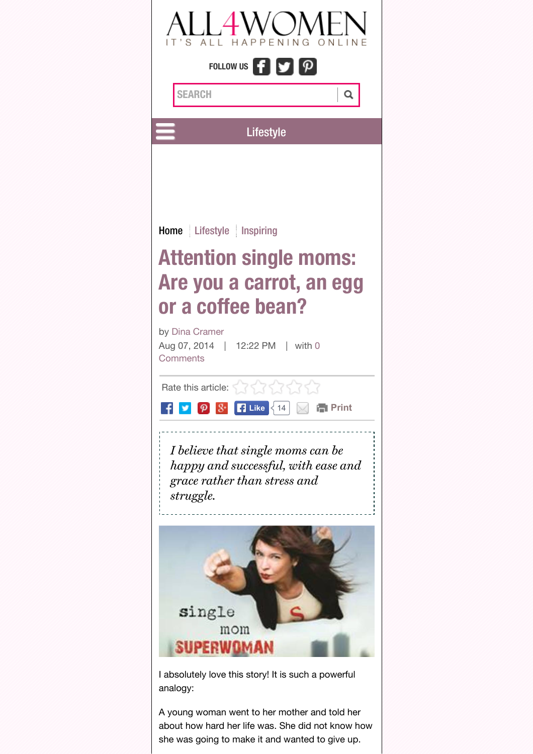ALL4WOMEN
IT'S ALL HAPPENING ONLINE

FOLLOW US

SEARCH

Lifestyle

Home | Lifestyle | Inspiring

# Attention single moms: Are you a carrot, an egg or a coffee bean?

by Dina Cramer

Aug 07, 2014 | 12:22 PM | with 0 Comments

Rate this article:

Like 14 Print

*I believe that single moms can be happy and successful, with ease and grace rather than stress and struggle.*

I absolutely love this story! It is such a powerful analogy:

A young woman went to her mother and told her about how hard her life was. She did not know how she was going to make it and wanted to give up.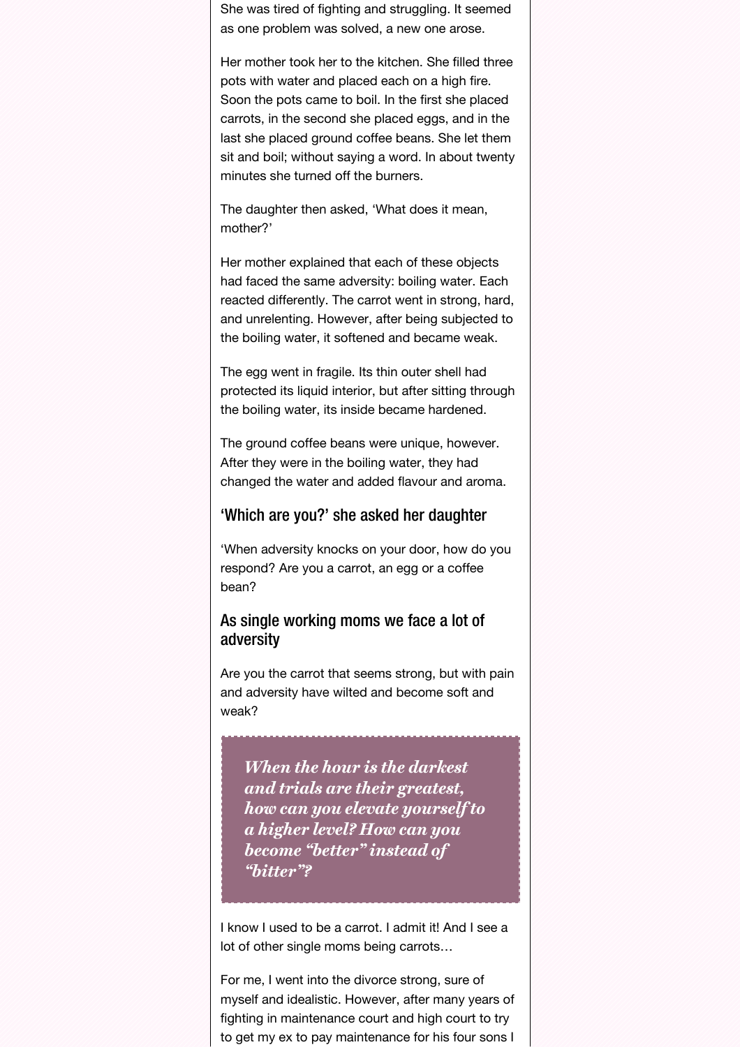She was tired of fighting and struggling. It seemed as one problem was solved, a new one arose.

Her mother took her to the kitchen. She filled three pots with water and placed each on a high fire. Soon the pots came to boil. In the first she placed carrots, in the second she placed eggs, and in the last she placed ground coffee beans. She let them sit and boil; without saying a word. In about twenty minutes she turned off the burners.

The daughter then asked, 'What does it mean, mother?'

Her mother explained that each of these objects had faced the same adversity: boiling water. Each reacted differently. The carrot went in strong, hard, and unrelenting. However, after being subjected to the boiling water, it softened and became weak.

The egg went in fragile. Its thin outer shell had protected its liquid interior, but after sitting through the boiling water, its inside became hardened.

The ground coffee beans were unique, however. After they were in the boiling water, they had changed the water and added flavour and aroma.

### 'Which are you?' she asked her daughter

'When adversity knocks on your door, how do you respond? Are you a carrot, an egg or a coffee bean?

### As single working moms we face a lot of adversity

Are you the carrot that seems strong, but with pain and adversity have wilted and become soft and weak?

> ***When the hour is the darkest and trials are their greatest, how can you elevate yourself to a higher level? How can you become "better" instead of "bitter"?***

I know I used to be a carrot. I admit it! And I see a lot of other single moms being carrots…

For me, I went into the divorce strong, sure of myself and idealistic. However, after many years of fighting in maintenance court and high court to try to get my ex to pay maintenance for his four sons I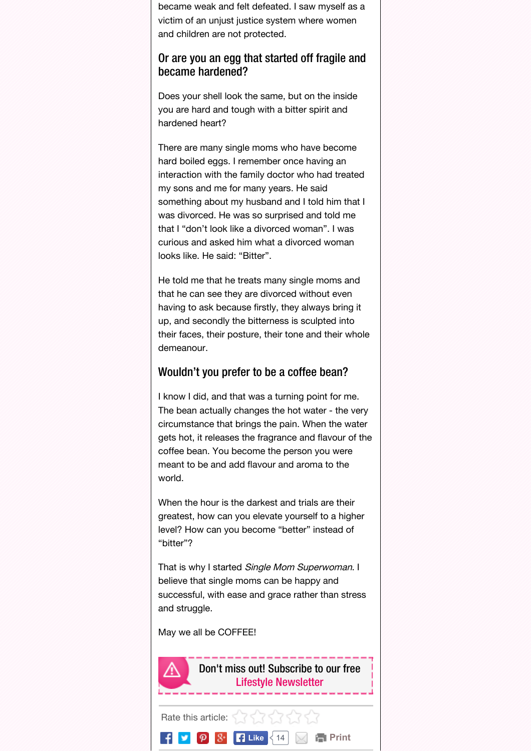became weak and felt defeated. I saw myself as a victim of an unjust justice system where women and children are not protected.

## Or are you an egg that started off fragile and became hardened?

Does your shell look the same, but on the inside you are hard and tough with a bitter spirit and hardened heart?

There are many single moms who have become hard boiled eggs. I remember once having an interaction with the family doctor who had treated my sons and me for many years. He said something about my husband and I told him that I was divorced. He was so surprised and told me that I "don't look like a divorced woman". I was curious and asked him what a divorced woman looks like. He said: "Bitter".

He told me that he treats many single moms and that he can see they are divorced without even having to ask because firstly, they always bring it up, and secondly the bitterness is sculpted into their faces, their posture, their tone and their whole demeanour.

## Wouldn't you prefer to be a coffee bean?

I know I did, and that was a turning point for me. The bean actually changes the hot water - the very circumstance that brings the pain. When the water gets hot, it releases the fragrance and flavour of the coffee bean. You become the person you were meant to be and add flavour and aroma to the world.

When the hour is the darkest and trials are their greatest, how can you elevate yourself to a higher level? How can you become "better" instead of "bitter"?

That is why I started *Single Mom Superwoman*. I believe that single moms can be happy and successful, with ease and grace rather than stress and struggle.

May we all be COFFEE!

Don't miss out! Subscribe to our free Lifestyle Newsletter

Rate this article:

Like 14 Print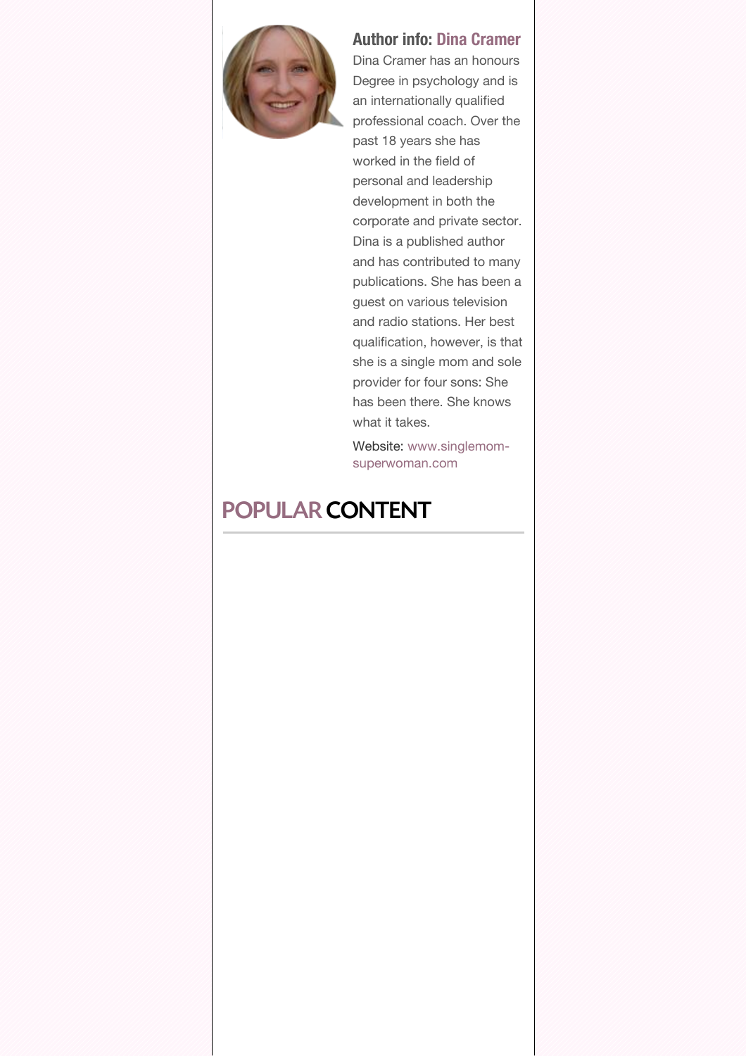**Author info: Dina Cramer**

Dina Cramer has an honours Degree in psychology and is an internationally qualified professional coach. Over the past 18 years she has worked in the field of personal and leadership development in both the corporate and private sector. Dina is a published author and has contributed to many publications. She has been a guest on various television and radio stations. Her best qualification, however, is that she is a single mom and sole provider for four sons: She has been there. She knows what it takes.

Website: www.singlemom-superwoman.com

## POPULAR CONTENT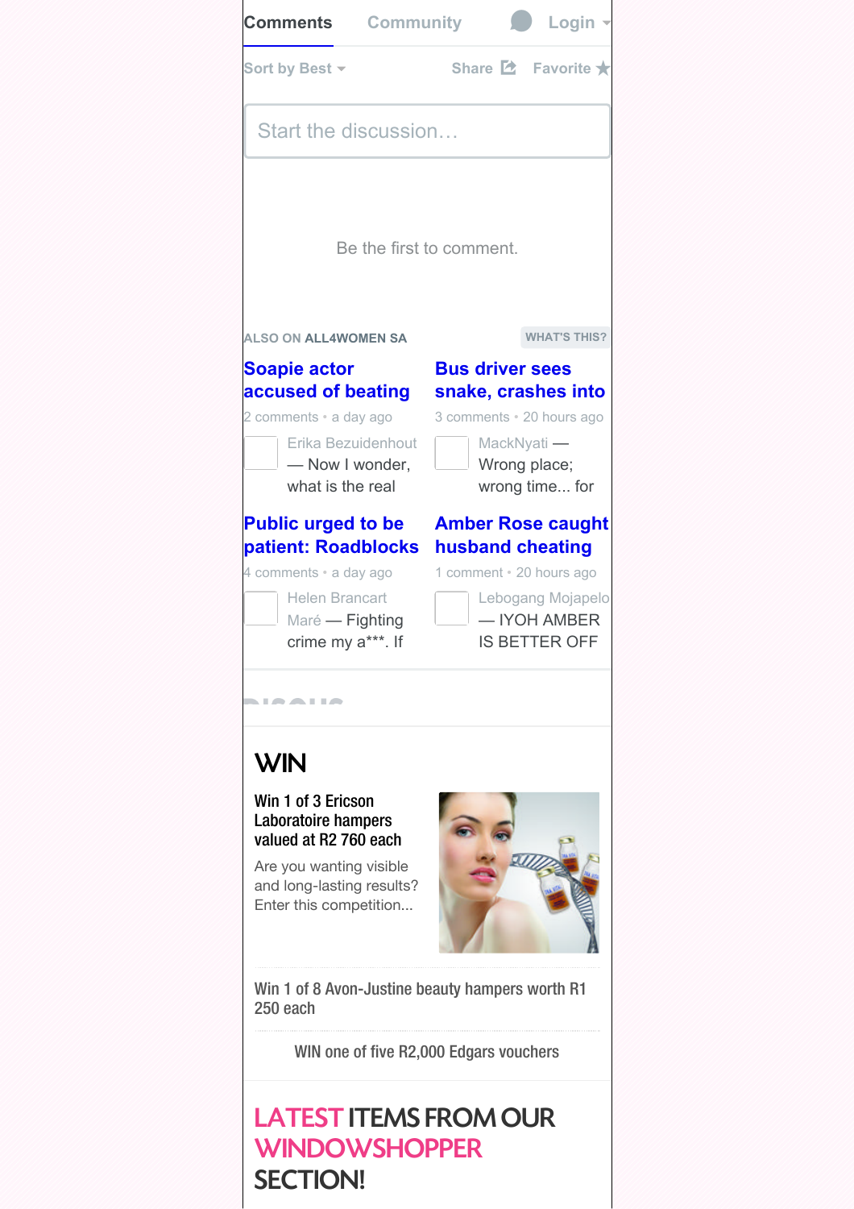Comments Community Login

Sort by Best Share Favorite

Start the discussion…

Be the first to comment.

ALSO ON ALL4WOMEN SA WHAT'S THIS?

**Soapie actor accused of beating**

2 comments • a day ago

Erika Bezuidenhout — Now I wonder, what is the real

**Bus driver sees snake, crashes into**

3 comments • 20 hours ago

MackNyati — Wrong place; wrong time... for

**Public urged to be patient: Roadblocks**

4 comments • a day ago

Helen Brancart Maré — Fighting crime my a***. If

**Amber Rose caught husband cheating**

1 comment • 20 hours ago

Lebogang Mojapelo — IYOH AMBER IS BETTER OFF

# WIN

**Win 1 of 3 Ericson Laboratoire hampers valued at R2 760 each**

Are you wanting visible and long-lasting results? Enter this competition...

Win 1 of 8 Avon-Justine beauty hampers worth R1 250 each

WIN one of five R2,000 Edgars vouchers

# LATEST ITEMS FROM OUR WINDOWSHOPPER SECTION!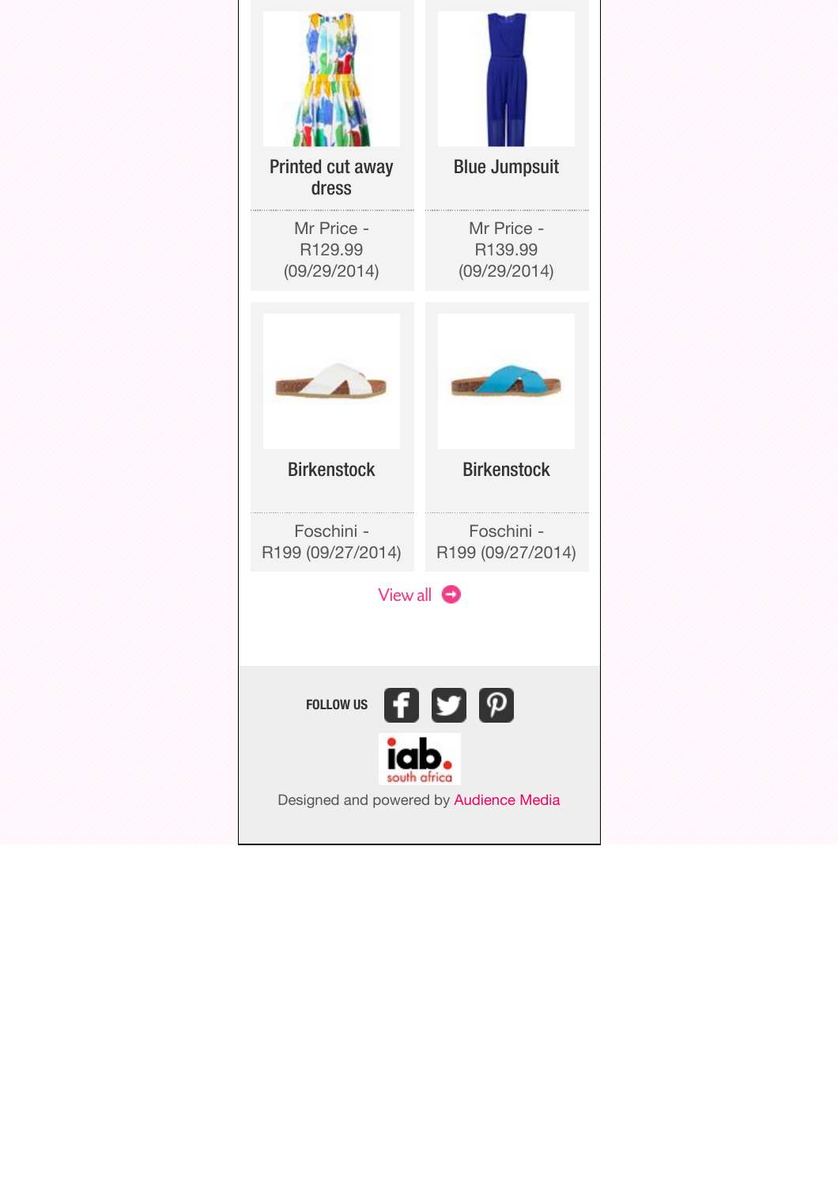**Printed cut away dress**

Mr Price - R129.99 (09/29/2014)

**Blue Jumpsuit**

Mr Price - R139.99 (09/29/2014)

**Birkenstock**

Foschini - R199 (09/27/2014)

**Birkenstock**

Foschini - R199 (09/27/2014)

View all

FOLLOW US

Designed and powered by Audience Media